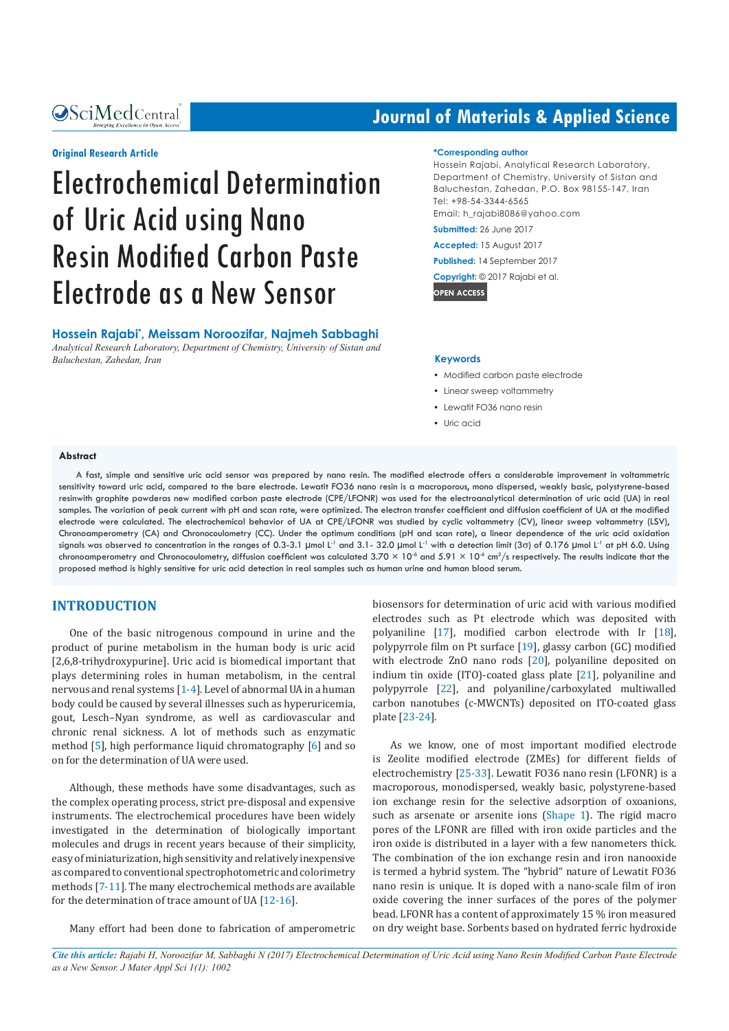Original Research Article

# Electrochemical Determination of Uric Acid using Nano Resin Modified Carbon Paste Electrode as a New Sensor

**Hossein Rajabi*, Meissam Noroozifar, Najmeh Sabbaghi**

*Analytical Research Laboratory, Department of Chemistry, University of Sistan and Baluchestan, Zahedan, Iran*

**\*Corresponding author**

Hossein Rajabi, Analytical Research Laboratory, Department of Chemistry, University of Sistan and Baluchestan, Zahedan, P.O. Box 98155-147, Iran

Tel: +98-54-3344-6565

Email: h_rajabi8086@yahoo.com

**Submitted:** 26 June 2017

**Accepted:** 15 August 2017

**Published:** 14 September 2017

**Copyright:** © 2017 Rajabi et al.

OPEN ACCESS

**Keywords**

- Modified carbon paste electrode
- Linear sweep voltammetry
- Lewatit FO36 nano resin
- Uric acid

**Abstract**

A fast, simple and sensitive uric acid sensor was prepared by nano resin. The modified electrode offers a considerable improvement in voltammetric sensitivity toward uric acid, compared to the bare electrode. Lewatit FO36 nano resin is a macroporous, mono dispersed, weakly basic, polystyrene-based resinwith graphite powderas new modified carbon paste electrode (CPE/LFONR) was used for the electroanalytical determination of uric acid (UA) in real samples. The variation of peak current with pH and scan rate, were optimized. The electron transfer coefficient and diffusion coefficient of UA at the modified electrode were calculated. The electrochemical behavior of UA at CPE/LFONR was studied by cyclic voltammetry (CV), linear sweep voltammetry (LSV), Chronoamperometry (CA) and Chronocoulometry (CC). Under the optimum conditions (pH and scan rate), a linear dependence of the uric acid oxidation signals was observed to concentration in the ranges of 0.3-3.1 µmol $L^{-1}$ and 3.1- 32.0 µmol $L^{-1}$ with a detection limit (3σ) of 0.176 µmol $L^{-1}$ at pH 6.0. Using chronoamperometry and Chronocoulometry, diffusion coefficient was calculated $3.70 \times 10^{-6}$ and $5.91 \times 10^{-6}$ $cm^2/s$ respectively. The results indicate that the proposed method is highly sensitive for uric acid detection in real samples such as human urine and human blood serum.

## INTRODUCTION

One of the basic nitrogenous compound in urine and the product of purine metabolism in the human body is uric acid [2,6,8-trihydroxypurine]. Uric acid is biomedical important that plays determining roles in human metabolism, in the central nervous and renal systems [1-4]. Level of abnormal UA in a human body could be caused by several illnesses such as hyperuricemia, gout, Lesch–Nyan syndrome, as well as cardiovascular and chronic renal sickness. A lot of methods such as enzymatic method [5], high performance liquid chromatography [6] and so on for the determination of UA were used.

Although, these methods have some disadvantages, such as the complex operating process, strict pre-disposal and expensive instruments. The electrochemical procedures have been widely investigated in the determination of biologically important molecules and drugs in recent years because of their simplicity, easy of miniaturization, high sensitivity and relatively inexpensive as compared to conventional spectrophotometric and colorimetry methods [7-11]. The many electrochemical methods are available for the determination of trace amount of UA [12-16].

Many effort had been done to fabrication of amperometric biosensors for determination of uric acid with various modified electrodes such as Pt electrode which was deposited with polyaniline [17], modified carbon electrode with Ir [18], polypyrrole film on Pt surface [19], glassy carbon (GC) modified with electrode ZnO nano rods [20], polyaniline deposited on indium tin oxide (ITO)-coated glass plate [21], polyaniline and polypyrrole [22], and polyaniline/carboxylated multiwalled carbon nanotubes (c-MWCNTs) deposited on ITO-coated glass plate [23-24].

As we know, one of most important modified electrode is Zeolite modified electrode (ZMEs) for different fields of electrochemistry [25-33]. Lewatit FO36 nano resin (LFONR) is a macroporous, monodispersed, weakly basic, polystyrene-based ion exchange resin for the selective adsorption of oxoanions, such as arsenate or arsenite ions (Shape 1). The rigid macro pores of the LFONR are filled with iron oxide particles and the iron oxide is distributed in a layer with a few nanometers thick. The combination of the ion exchange resin and iron nanooxide is termed a hybrid system. The "hybrid" nature of Lewatit FO36 nano resin is unique. It is doped with a nano-scale film of iron oxide covering the inner surfaces of the pores of the polymer bead. LFONR has a content of approximately 15 % iron measured on dry weight base. Sorbents based on hydrated ferric hydroxide

*Cite this article:* *Rajabi H, Noroozifar M, Sabbaghi N (2017) Electrochemical Determination of Uric Acid using Nano Resin Modified Carbon Paste Electrode as a New Sensor. J Mater Appl Sci 1(1): 1002*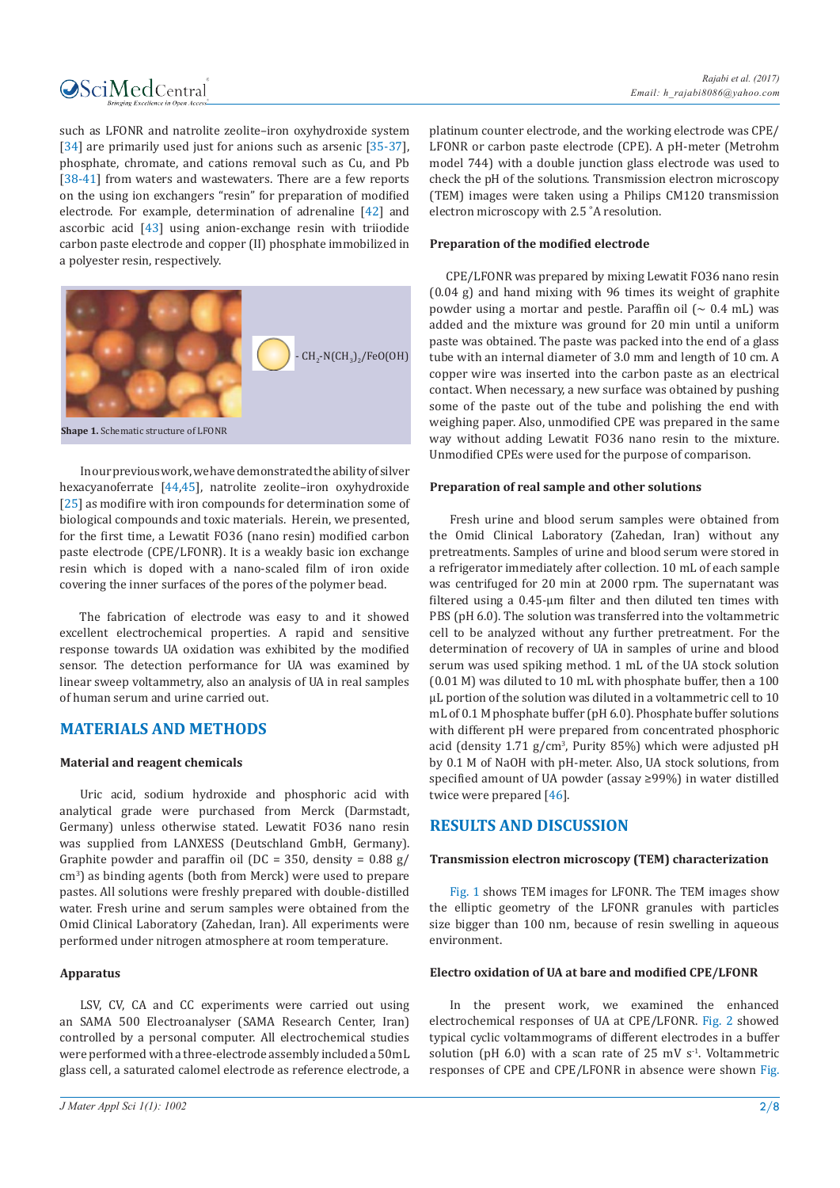such as LFONR and natrolite zeolite–iron oxyhydroxide system [34] are primarily used just for anions such as arsenic [35-37], phosphate, chromate, and cations removal such as Cu, and Pb [38-41] from waters and wastewaters. There are a few reports on the using ion exchangers "resin" for preparation of modified electrode. For example, determination of adrenaline [42] and ascorbic acid [43] using anion-exchange resin with triiodide carbon paste electrode and copper (II) phosphate immobilized in a polyester resin, respectively.

- $CH_2$-$N(CH_3)_2$/FeO(OH)

**Shape 1.** Schematic structure of LFONR

In our previous work, we have demonstrated the ability of silver hexacyanoferrate [44,45], natrolite zeolite–iron oxyhydroxide [25] as modifire with iron compounds for determination some of biological compounds and toxic materials. Herein, we presented, for the first time, a Lewatit FO36 (nano resin) modified carbon paste electrode (CPE/LFONR). It is a weakly basic ion exchange resin which is doped with a nano-scaled film of iron oxide covering the inner surfaces of the pores of the polymer bead.

The fabrication of electrode was easy to and it showed excellent electrochemical properties. A rapid and sensitive response towards UA oxidation was exhibited by the modified sensor. The detection performance for UA was examined by linear sweep voltammetry, also an analysis of UA in real samples of human serum and urine carried out.

## MATERIALS AND METHODS

### Material and reagent chemicals

Uric acid, sodium hydroxide and phosphoric acid with analytical grade were purchased from Merck (Darmstadt, Germany) unless otherwise stated. Lewatit FO36 nano resin was supplied from LANXESS (Deutschland GmbH, Germany). Graphite powder and paraffin oil (DC = 350, density = 0.88 g/$cm^3$) as binding agents (both from Merck) were used to prepare pastes. All solutions were freshly prepared with double-distilled water. Fresh urine and serum samples were obtained from the Omid Clinical Laboratory (Zahedan, Iran). All experiments were performed under nitrogen atmosphere at room temperature.

### Apparatus

LSV, CV, CA and CC experiments were carried out using an SAMA 500 Electroanalyser (SAMA Research Center, Iran) controlled by a personal computer. All electrochemical studies were performed with a three-electrode assembly included a 50mL glass cell, a saturated calomel electrode as reference electrode, a platinum counter electrode, and the working electrode was CPE/LFONR or carbon paste electrode (CPE). A pH-meter (Metrohm model 744) with a double junction glass electrode was used to check the pH of the solutions. Transmission electron microscopy (TEM) images were taken using a Philips CM120 transmission electron microscopy with 2.5 °A resolution.

### Preparation of the modified electrode

CPE/LFONR was prepared by mixing Lewatit FO36 nano resin (0.04 g) and hand mixing with 96 times its weight of graphite powder using a mortar and pestle. Paraffin oil (~ 0.4 mL) was added and the mixture was ground for 20 min until a uniform paste was obtained. The paste was packed into the end of a glass tube with an internal diameter of 3.0 mm and length of 10 cm. A copper wire was inserted into the carbon paste as an electrical contact. When necessary, a new surface was obtained by pushing some of the paste out of the tube and polishing the end with weighing paper. Also, unmodified CPE was prepared in the same way without adding Lewatit FO36 nano resin to the mixture. Unmodified CPEs were used for the purpose of comparison.

### Preparation of real sample and other solutions

Fresh urine and blood serum samples were obtained from the Omid Clinical Laboratory (Zahedan, Iran) without any pretreatments. Samples of urine and blood serum were stored in a refrigerator immediately after collection. 10 mL of each sample was centrifuged for 20 min at 2000 rpm. The supernatant was filtered using a 0.45-μm filter and then diluted ten times with PBS (pH 6.0). The solution was transferred into the voltammetric cell to be analyzed without any further pretreatment. For the determination of recovery of UA in samples of urine and blood serum was used spiking method. 1 mL of the UA stock solution (0.01 M) was diluted to 10 mL with phosphate buffer, then a 100 μL portion of the solution was diluted in a voltammetric cell to 10 mL of 0.1 M phosphate buffer (pH 6.0). Phosphate buffer solutions with different pH were prepared from concentrated phosphoric acid (density 1.71 g/$cm^3$, Purity 85%) which were adjusted pH by 0.1 M of NaOH with pH-meter. Also, UA stock solutions, from specified amount of UA powder (assay ≥99%) in water distilled twice were prepared [46].

## RESULTS AND DISCUSSION

### Transmission electron microscopy (TEM) characterization

Fig. 1 shows TEM images for LFONR. The TEM images show the elliptic geometry of the LFONR granules with particles size bigger than 100 nm, because of resin swelling in aqueous environment.

### Electro oxidation of UA at bare and modified CPE/LFONR

In the present work, we examined the enhanced electrochemical responses of UA at CPE/LFONR. Fig. 2 showed typical cyclic voltammograms of different electrodes in a buffer solution (pH 6.0) with a scan rate of 25 mV $s^{-1}$. Voltammetric responses of CPE and CPE/LFONR in absence were shown Fig.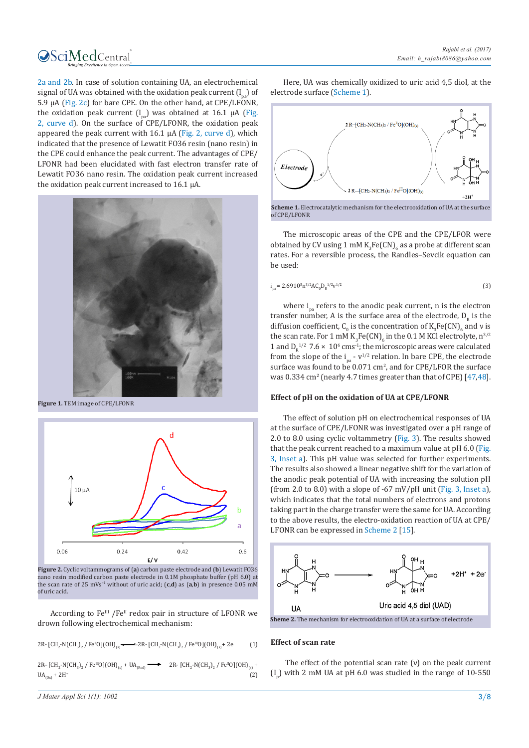2a and 2b. In case of solution containing UA, an electrochemical signal of UA was obtained with the oxidation peak current ($I_{pa}$) of 5.9 µA (Fig. 2c) for bare CPE. On the other hand, at CPE/LFONR, the oxidation peak current ($I_{pa}$) was obtained at 16.1 µA (Fig. 2, curve d). On the surface of CPE/LFONR, the oxidation peak appeared the peak current with 16.1 µA (Fig. 2, curve d), which indicated that the presence of Lewatit FO36 resin (nano resin) in the CPE could enhance the peak current. The advantages of CPE/LFONR had been elucidated with fast electron transfer rate of Lewatit FO36 nano resin. The oxidation peak current increased the oxidation peak current increased to 16.1 µA.

**Figure 1.** TEM image of CPE/LFONR

**Figure 2.** Cyclic voltammograms of (**a**) carbon paste electrode and (**b**) Lewatit FO36 nano resin modified carbon paste electrode in 0.1M phosphate buffer (pH 6.0) at the scan rate of 25 mVs$^{-1}$ without of uric acid; (**c**,**d**) as (**a**,**b**) in presence 0.05 mM of uric acid.

According to Fe$^{III}$ /Fe$^{II}$ redox pair in structure of LFONR we drawn following electrochemical mechanism:

$$2R\text{-}[CH_2\text{-}N(CH_3)_2 / Fe^{II}O](OH)_{(s)} \longrightarrow 2R\text{-}[CH_2\text{-}N(CH_3)_2 / Fe^{III}O](OH)_{(s)} + 2e \quad (1)$$

$$2R\text{-}[CH_2\text{-}N(CH_3)_2 / Fe^{III}O](OH)_{(s)} + UA_{(Red)} \longrightarrow 2R\text{-}[CH_2\text{-}N(CH_3)_2 / Fe^{II}O](OH)_{(s)} + UA_{(Ox)} + 2H^+ \quad (2)$$

Here, UA was chemically oxidized to uric acid 4,5 diol, at the electrode surface (Scheme 1).

**Scheme 1.** Electrocatalytic mechanism for the electrooxidation of UA at the surface of CPE/LFONR

The microscopic areas of the CPE and the CPE/LFOR were obtained by CV using 1 mM $K_3Fe(CN)_6$ as a probe at different scan rates. For a reversible process, the Randles–Sevcik equation can be used:

$$i_{pa} = 2.6910^5 n^{3/2} A C_0 D_R^{1/2} v^{1/2} \quad (3)$$

where $i_{pa}$ refers to the anodic peak current, n is the electron transfer number, A is the surface area of the electrode, $D_R$ is the diffusion coefficient, $C_0$ is the concentration of $K_3Fe(CN)_6$ and ν is the scan rate. For 1 mM $K_3Fe(CN)_6$ in the 0.1 M KCl electrolyte, $n^{3/2}$ 1 and $D_R^{1/2}$ 7.6 × $10^6$ cms$^{-1}$; the microscopic areas were calculated from the slope of the $i_{pa}$ - $v^{1/2}$ relation. In bare CPE, the electrode surface was found to be 0.071 cm$^2$, and for CPE/LFOR the surface was 0.334 cm$^2$ (nearly 4.7 times greater than that of CPE) [47,48].

### Effect of pH on the oxidation of UA at CPE/LFONR

The effect of solution pH on electrochemical responses of UA at the surface of CPE/LFONR was investigated over a pH range of 2.0 to 8.0 using cyclic voltammetry (Fig. 3). The results showed that the peak current reached to a maximum value at pH 6.0 (Fig. 3, Inset a). This pH value was selected for further experiments. The results also showed a linear negative shift for the variation of the anodic peak potential of UA with increasing the solution pH (from 2.0 to 8.0) with a slope of -67 mV/pH unit (Fig. 3, Inset a), which indicates that the total numbers of electrons and protons taking part in the charge transfer were the same for UA. According to the above results, the electro-oxidation reaction of UA at CPE/LFONR can be expressed in Scheme 2 [15].

**Sheme 2.** The mechanism for electrooxidation of UA at a surface of electrode

### Effect of scan rate

The effect of the potential scan rate (ν) on the peak current ($I_p$) with 2 mM UA at pH 6.0 was studied in the range of 10-550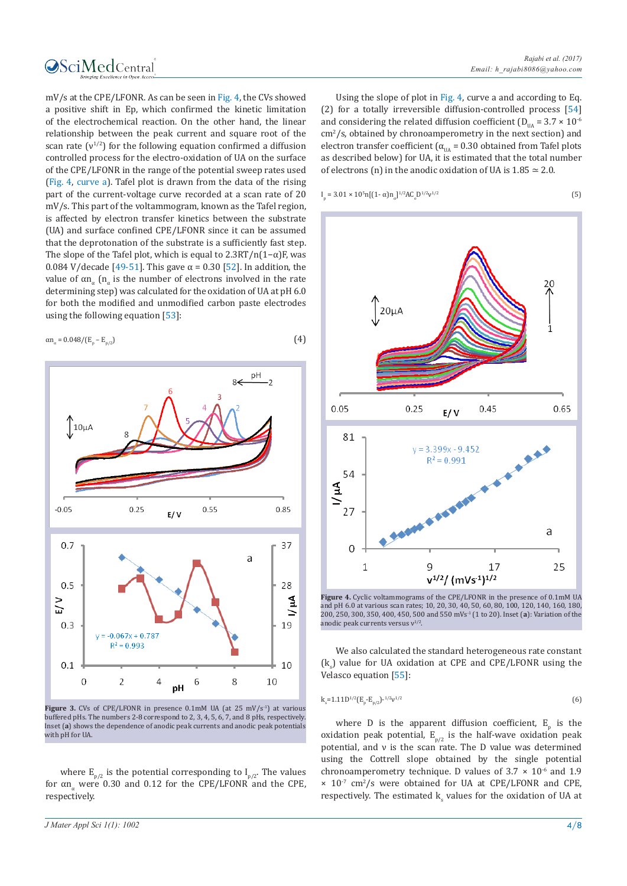mV/s at the CPE/LFONR. As can be seen in Fig. 4, the CVs showed a positive shift in Ep, which confirmed the kinetic limitation of the electrochemical reaction. On the other hand, the linear relationship between the peak current and square root of the scan rate ($\nu^{1/2}$) for the following equation confirmed a diffusion controlled process for the electro-oxidation of UA on the surface of the CPE/LFONR in the range of the potential sweep rates used (Fig. 4, curve a). Tafel plot is drawn from the data of the rising part of the current-voltage curve recorded at a scan rate of 20 mV/s. This part of the voltammogram, known as the Tafel region, is affected by electron transfer kinetics between the substrate (UA) and surface confined CPE/LFONR since it can be assumed that the deprotonation of the substrate is a sufficiently fast step. The slope of the Tafel plot, which is equal to $2.3RT/n(1-\alpha)F$, was 0.084 V/decade [49-51]. This gave $\alpha = 0.30$ [52]. In addition, the value of $\alpha n_\alpha$ ($n_\alpha$ is the number of electrons involved in the rate determining step) was calculated for the oxidation of UA at pH 6.0 for both the modified and unmodified carbon paste electrodes using the following equation [53]:

$$\alpha n_\alpha = 0.048/(E_p - E_{p/2}) \tag{4}$$

**Figure 3.** CVs of CPE/LFONR in presence 0.1mM UA (at 25 mV/s$^{-1}$) at various buffered pHs. The numbers 2-8 correspond to 2, 3, 4, 5, 6, 7, and 8 pHs, respectively. Inset (**a**) shows the dependence of anodic peak currents and anodic peak potentials with pH for UA.

where $E_{p/2}$ is the potential corresponding to $I_{p/2}$. The values for $\alpha n_\alpha$ were 0.30 and 0.12 for the CPE/LFONR and the CPE, respectively.

Using the slope of plot in Fig. 4, curve a and according to Eq. (2) for a totally irreversible diffusion-controlled process [54] and considering the related diffusion coefficient ($D_{UA} = 3.7 \times 10^{-6}$ cm$^2$/s, obtained by chronoamperometry in the next section) and electron transfer coefficient ($\alpha_{UA} = 0.30$ obtained from Tafel plots as described below) for UA, it is estimated that the total number of electrons (n) in the anodic oxidation of UA is 1.85 ≃ 2.0.

$$I_p = 3.01 \times 10^5 n[(1-\alpha)n_\alpha]^{1/2} AC_a D^{1/2} \nu^{1/2} \tag{5}$$

**Figure 4.** Cyclic voltammograms of the CPE/LFONR in the presence of 0.1mM UA and pH 6.0 at various scan rates; 10, 20, 30, 40, 50, 60, 80, 100, 120, 140, 160, 180, 200, 250, 300, 350, 400, 450, 500 and 550 mVs$^{-1}$ (1 to 20). Inset (**a**): Variation of the anodic peak currents versus $\nu^{1/2}$.

We also calculated the standard heterogeneous rate constant ($k_s$) value for UA oxidation at CPE and CPE/LFONR using the Velasco equation [55]:

$$k_s = 1.11 D^{1/2} (E_p - E_{p/2})^{-1/2} \nu^{1/2} \tag{6}$$

where D is the apparent diffusion coefficient, $E_p$ is the oxidation peak potential, $E_{p/2}$ is the half-wave oxidation peak potential, and ν is the scan rate. The D value was determined using the Cottrell slope obtained by the single potential chronoamperometry technique. D values of $3.7 \times 10^{-6}$ and $1.9 \times 10^{-7}$ cm$^2$/s were obtained for UA at CPE/LFONR and CPE, respectively. The estimated $k_s$ values for the oxidation of UA at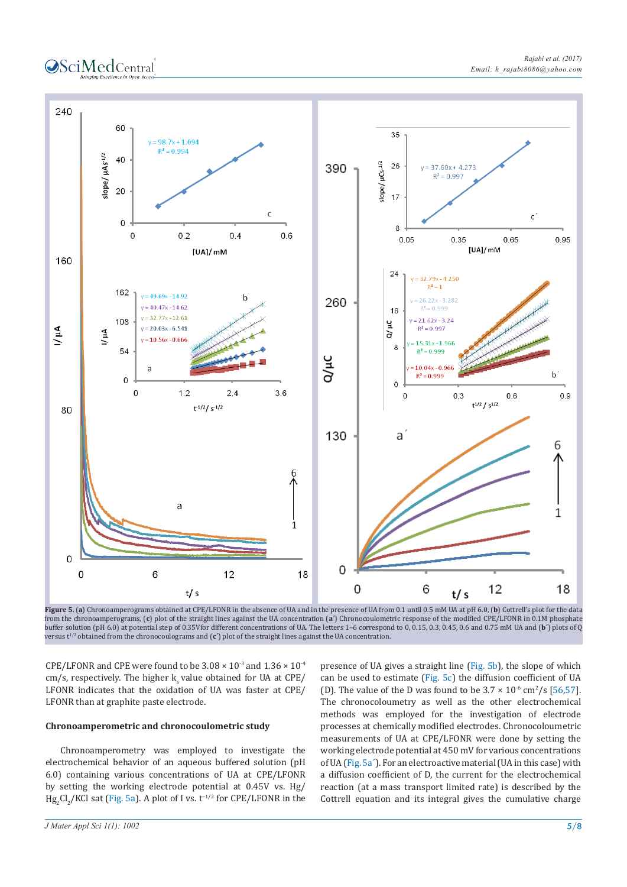**Figure 5.** (**a**) Chronoamperograms obtained at CPE/LFONR in the absence of UA and in the presence of UA from 0.1 until 0.5 mM UA at pH 6.0, (**b**) Cottrell's plot for the data from the chronoamperograms, (**c**) plot of the straight lines against the UA concentration (**a´**) Chronocoulometric response of the modified CPE/LFONR in 0.1M phosphate buffer solution (pH 6.0) at potential step of 0.35Vfor different concentrations of UA. The letters 1–6 correspond to 0, 0.15, 0.3, 0.45, 0.6 and 0.75 mM UA and (**b´**) plots of Q versus $t^{1/2}$ obtained from the chronocoulograms and (**c´**) plot of the straight lines against the UA concentration.

CPE/LFONR and CPE were found to be $3.08 \times 10^{-3}$ and $1.36 \times 10^{-4}$ cm/s, respectively. The higher $k_s$ value obtained for UA at CPE/LFONR indicates that the oxidation of UA was faster at CPE/LFONR than at graphite paste electrode.

### Chronoamperometric and chronocoulometric study

Chronoamperometry was employed to investigate the electrochemical behavior of an aqueous buffered solution (pH 6.0) containing various concentrations of UA at CPE/LFONR by setting the working electrode potential at 0.45V vs. $Hg/Hg_2Cl_2$/KCl sat (Fig. 5a). A plot of I vs. $t^{-1/2}$ for CPE/LFONR in the presence of UA gives a straight line (Fig. 5b), the slope of which can be used to estimate (Fig. 5c) the diffusion coefficient of UA (D). The value of the D was found to be $3.7 \times 10^{-6}$ cm$^2$/s [56,57]. The chronocoloumetry as well as the other electrochemical methods was employed for the investigation of electrode processes at chemically modified electrodes. Chronocoloumetric measurements of UA at CPE/LFONR were done by setting the working electrode potential at 450 mV for various concentrations of UA (Fig. 5a´). For an electroactive material (UA in this case) with a diffusion coefficient of D, the current for the electrochemical reaction (at a mass transport limited rate) is described by the Cottrell equation and its integral gives the cumulative charge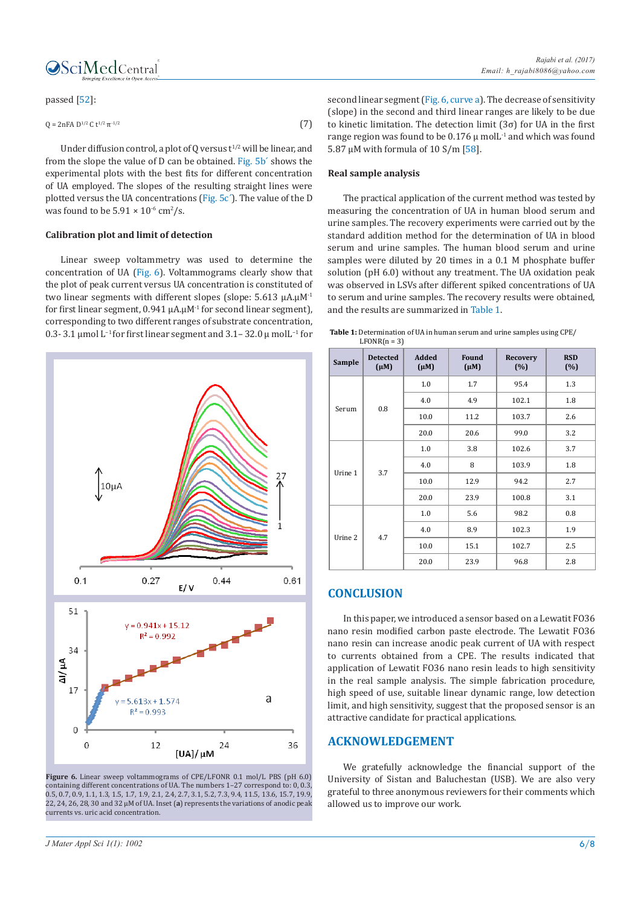passed [52]:

$$Q = 2nFA\, D^{1/2}\, C\, t^{1/2}\, \pi^{-1/2} \tag{7}$$

Under diffusion control, a plot of Q versus $t^{1/2}$ will be linear, and from the slope the value of D can be obtained. Fig. 5b´ shows the experimental plots with the best fits for different concentration of UA employed. The slopes of the resulting straight lines were plotted versus the UA concentrations (Fig. 5c´). The value of the D was found to be $5.91 \times 10^{-6}$ $cm^2/s$.

### Calibration plot and limit of detection

Linear sweep voltammetry was used to determine the concentration of UA (Fig. 6). Voltammograms clearly show that the plot of peak current versus UA concentration is constituted of two linear segments with different slopes (slope: 5.613 $\mu A.\mu M^{-1}$ for first linear segment, 0.941 $\mu A.\mu M^{-1}$ for second linear segment), corresponding to two different ranges of substrate concentration, 0.3- 3.1 µmol $L^{-1}$ for first linear segment and 3.1– 32.0 µ $molL^{-1}$ for second linear segment (Fig. 6, curve a). The decrease of sensitivity (slope) in the second and third linear ranges are likely to be due to kinetic limitation. The detection limit (3σ) for UA in the first range region was found to be 0.176 µ $molL^{-1}$ and which was found 5.87 µM with formula of 10 S/m [58].

Figure 6. Linear sweep voltammograms of CPE/LFONR 0.1 mol/L PBS (pH 6.0) containing different concentrations of UA. The numbers 1–27 correspond to: 0, 0.3, 0.5, 0.7, 0.9, 1.1, 1.3, 1.5, 1.7, 1.9, 2.1, 2.4, 2.7, 3.1, 5.2, 7.3, 9.4, 11.5, 13.6, 15.7, 19.9, 22, 24, 26, 28, 30 and 32 µM of UA. Inset (a) represents the variations of anodic peak currents vs. uric acid concentration.

### Real sample analysis

The practical application of the current method was tested by measuring the concentration of UA in human blood serum and urine samples. The recovery experiments were carried out by the standard addition method for the determination of UA in blood serum and urine samples. The human blood serum and urine samples were diluted by 20 times in a 0.1 M phosphate buffer solution (pH 6.0) without any treatment. The UA oxidation peak was observed in LSVs after different spiked concentrations of UA to serum and urine samples. The recovery results were obtained, and the results are summarized in Table 1.

**Table 1:** Determination of UA in human serum and urine samples using CPE/LFONR(n = 3)

| Sample | Detected (µM) | Added (µM) | Found (µM) | Recovery (%) | RSD (%) |
|---|---|---|---|---|---|
| Serum | 0.8 | 1.0 | 1.7 | 95.4 | 1.3 |
| | | 4.0 | 4.9 | 102.1 | 1.8 |
| | | 10.0 | 11.2 | 103.7 | 2.6 |
| | | 20.0 | 20.6 | 99.0 | 3.2 |
| Urine 1 | 3.7 | 1.0 | 3.8 | 102.6 | 3.7 |
| | | 4.0 | 8 | 103.9 | 1.8 |
| | | 10.0 | 12.9 | 94.2 | 2.7 |
| | | 20.0 | 23.9 | 100.8 | 3.1 |
| Urine 2 | 4.7 | 1.0 | 5.6 | 98.2 | 0.8 |
| | | 4.0 | 8.9 | 102.3 | 1.9 |
| | | 10.0 | 15.1 | 102.7 | 2.5 |
| | | 20.0 | 23.9 | 96.8 | 2.8 |

## CONCLUSION

In this paper, we introduced a sensor based on a Lewatit FO36 nano resin modified carbon paste electrode. The Lewatit FO36 nano resin can increase anodic peak current of UA with respect to currents obtained from a CPE. The results indicated that application of Lewatit FO36 nano resin leads to high sensitivity in the real sample analysis. The simple fabrication procedure, high speed of use, suitable linear dynamic range, low detection limit, and high sensitivity, suggest that the proposed sensor is an attractive candidate for practical applications.

## ACKNOWLEDGEMENT

We gratefully acknowledge the financial support of the University of Sistan and Baluchestan (USB). We are also very grateful to three anonymous reviewers for their comments which allowed us to improve our work.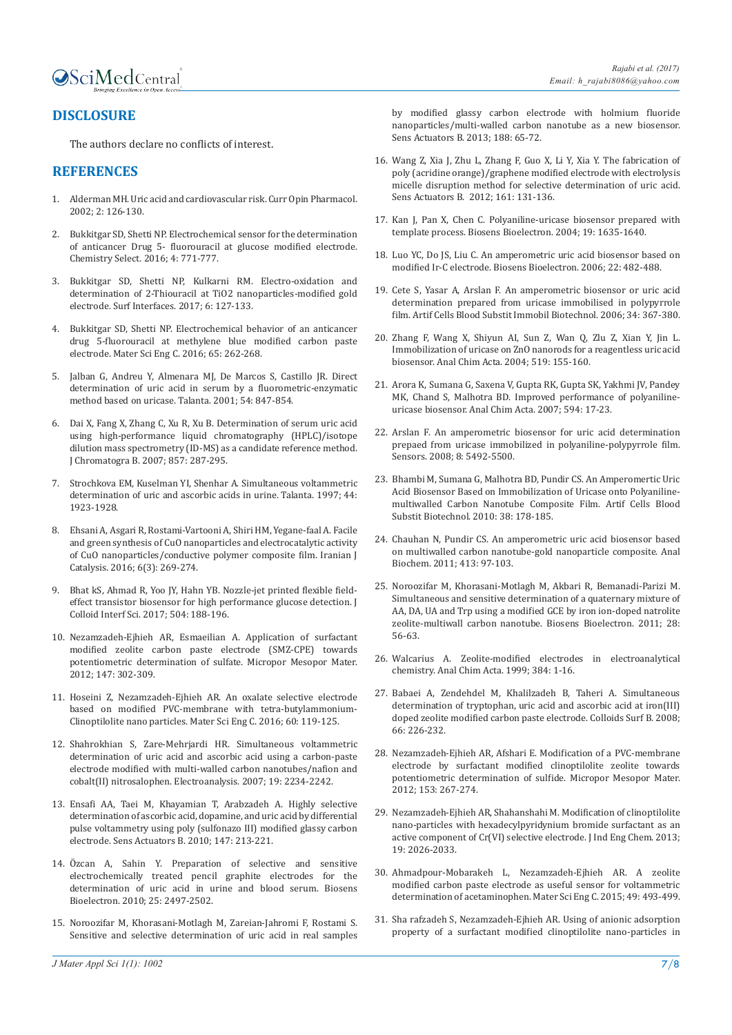## DISCLOSURE

The authors declare no conflicts of interest.

## REFERENCES

1. Alderman MH. Uric acid and cardiovascular risk. Curr Opin Pharmacol. 2002; 2: 126-130.

2. Bukkitgar SD, Shetti NP. Electrochemical sensor for the determination of anticancer Drug 5- fluorouracil at glucose modified electrode. Chemistry Select. 2016; 4: 771-777.

3. Bukkitgar SD, Shetti NP, Kulkarni RM. Electro-oxidation and determination of 2-Thiouracil at TiO2 nanoparticles-modified gold electrode. Surf Interfaces. 2017; 6: 127-133.

4. Bukkitgar SD, Shetti NP. Electrochemical behavior of an anticancer drug 5-fluorouracil at methylene blue modified carbon paste electrode. Mater Sci Eng C. 2016; 65: 262-268.

5. Jalban G, Andreu Y, Almenara MJ, De Marcos S, Castillo JR. Direct determination of uric acid in serum by a fluorometric-enzymatic method based on uricase. Talanta. 2001; 54: 847-854.

6. Dai X, Fang X, Zhang C, Xu R, Xu B. Determination of serum uric acid using high-performance liquid chromatography (HPLC)/isotope dilution mass spectrometry (ID-MS) as a candidate reference method. J Chromatogra B. 2007; 857: 287-295.

7. Strochkova EM, Kuselman YI, Shenhar A. Simultaneous voltammetric determination of uric and ascorbic acids in urine. Talanta. 1997; 44: 1923-1928.

8. Ehsani A, Asgari R, Rostami-Vartooni A, Shiri HM, Yegane-faal A. Facile and green synthesis of CuO nanoparticles and electrocatalytic activity of CuO nanoparticles/conductive polymer composite film. Iranian J Catalysis. 2016; 6(3): 269-274.

9. Bhat kS, Ahmad R, Yoo JY, Hahn YB. Nozzle-jet printed flexible field-effect transistor biosensor for high performance glucose detection. J Colloid Interf Sci. 2017; 504: 188-196.

10. Nezamzadeh-Ejhieh AR, Esmaeilian A. Application of surfactant modified zeolite carbon paste electrode (SMZ-CPE) towards potentiometric determination of sulfate. Micropor Mesopor Mater. 2012; 147: 302-309.

11. Hoseini Z, Nezamzadeh-Ejhieh AR. An oxalate selective electrode based on modified PVC-membrane with tetra-butylammonium-Clinoptilolite nano particles. Mater Sci Eng C. 2016; 60: 119-125.

12. Shahrokhian S, Zare-Mehrjardi HR. Simultaneous voltammetric determination of uric acid and ascorbic acid using a carbon-paste electrode modified with multi-walled carbon nanotubes/nafion and cobalt(II) nitrosalophen. Electroanalysis. 2007; 19: 2234-2242.

13. Ensafi AA, Taei M, Khayamian T, Arabzadeh A. Highly selective determination of ascorbic acid, dopamine, and uric acid by differential pulse voltammetry using poly (sulfonazo III) modified glassy carbon electrode. Sens Actuators B. 2010; 147: 213-221.

14. Özcan A, Sahin Y. Preparation of selective and sensitive electrochemically treated pencil graphite electrodes for the determination of uric acid in urine and blood serum. Biosens Bioelectron. 2010; 25: 2497-2502.

15. Noroozifar M, Khorasani-Motlagh M, Zareian-Jahromi F, Rostami S. Sensitive and selective determination of uric acid in real samples by modified glassy carbon electrode with holmium fluoride nanoparticles/multi-walled carbon nanotube as a new biosensor. Sens Actuators B. 2013; 188: 65-72.

16. Wang Z, Xia J, Zhu L, Zhang F, Guo X, Li Y, Xia Y. The fabrication of poly (acridine orange)/graphene modified electrode with electrolysis micelle disruption method for selective determination of uric acid. Sens Actuators B. 2012; 161: 131-136.

17. Kan J, Pan X, Chen C. Polyaniline-uricase biosensor prepared with template process. Biosens Bioelectron. 2004; 19: 1635-1640.

18. Luo YC, Do JS, Liu C. An amperometric uric acid biosensor based on modified Ir-C electrode. Biosens Bioelectron. 2006; 22: 482-488.

19. Cete S, Yasar A, Arslan F. An amperometric biosensor or uric acid determination prepared from uricase immobilised in polypyrrole film. Artif Cells Blood Substit Immobil Biotechnol. 2006; 34: 367-380.

20. Zhang F, Wang X, Shiyun AI, Sun Z, Wan Q, Zlu Z, Xian Y, Jin L. Immobilization of uricase on ZnO nanorods for a reagentless uric acid biosensor. Anal Chim Acta. 2004; 519: 155-160.

21. Arora K, Sumana G, Saxena V, Gupta RK, Gupta SK, Yakhmi JV, Pandey MK, Chand S, Malhotra BD. Improved performance of polyaniline-uricase biosensor. Anal Chim Acta. 2007; 594: 17-23.

22. Arslan F. An amperometric biosensor for uric acid determination prepaed from uricase immobilized in polyaniline-polypyrrole film. Sensors. 2008; 8: 5492-5500.

23. Bhambi M, Sumana G, Malhotra BD, Pundir CS. An Amperomertic Uric Acid Biosensor Based on Immobilization of Uricase onto Polyaniline-multiwalled Carbon Nanotube Composite Film. Artif Cells Blood Substit Biotechnol. 2010: 38: 178-185.

24. Chauhan N, Pundir CS. An amperometric uric acid biosensor based on multiwalled carbon nanotube-gold nanoparticle composite. Anal Biochem. 2011; 413: 97-103.

25. Noroozifar M, Khorasani-Motlagh M, Akbari R, Bemanadi-Parizi M. Simultaneous and sensitive determination of a quaternary mixture of AA, DA, UA and Trp using a modified GCE by iron ion-doped natrolite zeolite-multiwall carbon nanotube. Biosens Bioelectron. 2011; 28: 56-63.

26. Walcarius A. Zeolite-modified electrodes in electroanalytical chemistry. Anal Chim Acta. 1999; 384: 1-16.

27. Babaei A, Zendehdel M, Khalilzadeh B, Taheri A. Simultaneous determination of tryptophan, uric acid and ascorbic acid at iron(III) doped zeolite modified carbon paste electrode. Colloids Surf B. 2008; 66: 226-232.

28. Nezamzadeh-Ejhieh AR, Afshari E. Modification of a PVC-membrane electrode by surfactant modified clinoptilolite zeolite towards potentiometric determination of sulfide. Micropor Mesopor Mater. 2012; 153: 267-274.

29. Nezamzadeh-Ejhieh AR, Shahanshahi M. Modification of clinoptilolite nano-particles with hexadecylpyridynium bromide surfactant as an active component of Cr(VI) selective electrode. J Ind Eng Chem. 2013; 19: 2026-2033.

30. Ahmadpour-Mobarakeh L, Nezamzadeh-Ejhieh AR. A zeolite modified carbon paste electrode as useful sensor for voltammetric determination of acetaminophen. Mater Sci Eng C. 2015; 49: 493-499.

31. Sha rafzadeh S, Nezamzadeh-Ejhieh AR. Using of anionic adsorption property of a surfactant modified clinoptilolite nano-particles in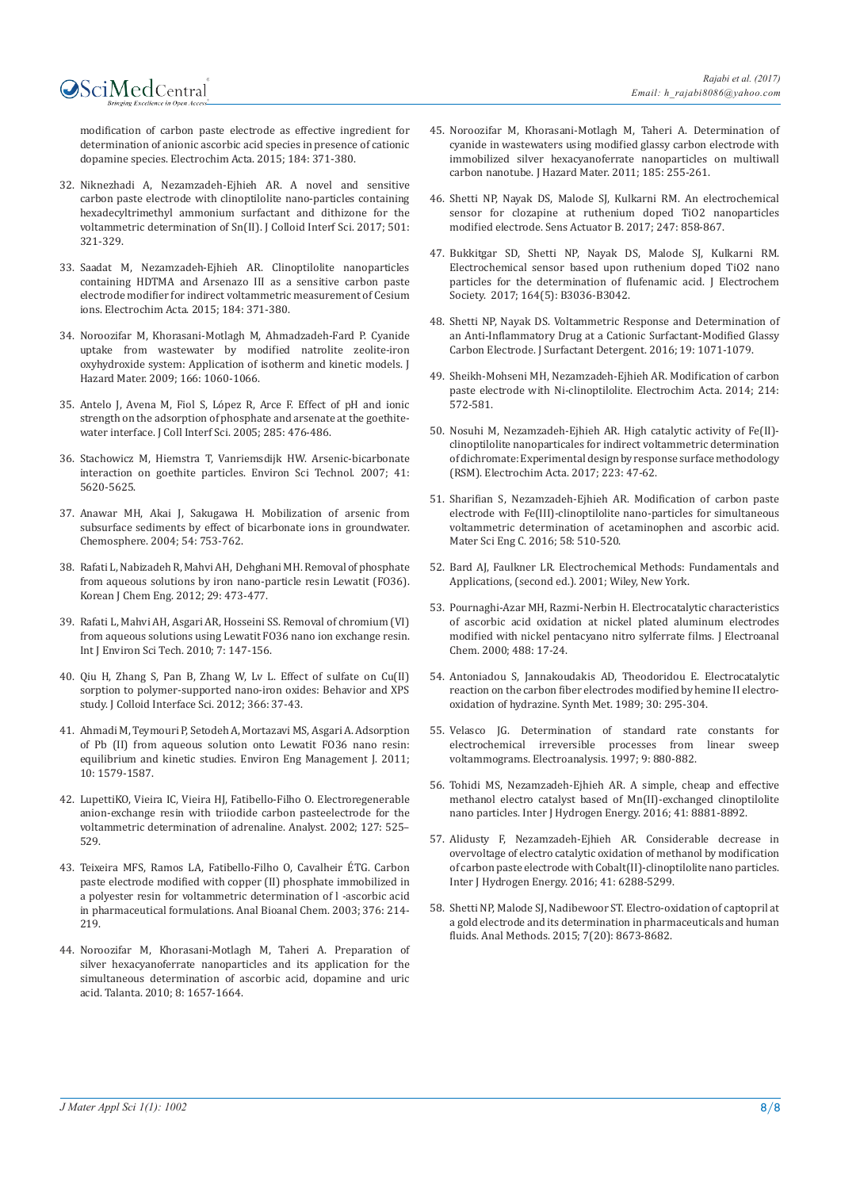modification of carbon paste electrode as effective ingredient for determination of anionic ascorbic acid species in presence of cationic dopamine species. Electrochim Acta. 2015; 184: 371-380.

32. Niknezhadi A, Nezamzadeh-Ejhieh AR. A novel and sensitive carbon paste electrode with clinoptilolite nano-particles containing hexadecyltrimethyl ammonium surfactant and dithizone for the voltammetric determination of Sn(II). J Colloid Interf Sci. 2017; 501: 321-329.

33. Saadat M, Nezamzadeh-Ejhieh AR. Clinoptilolite nanoparticles containing HDTMA and Arsenazo III as a sensitive carbon paste electrode modifier for indirect voltammetric measurement of Cesium ions. Electrochim Acta. 2015; 184: 371-380.

34. Noroozifar M, Khorasani-Motlagh M, Ahmadzadeh-Fard P. Cyanide uptake from wastewater by modified natrolite zeolite-iron oxyhydroxide system: Application of isotherm and kinetic models. J Hazard Mater. 2009; 166: 1060-1066.

35. Antelo J, Avena M, Fiol S, López R, Arce F. Effect of pH and ionic strength on the adsorption of phosphate and arsenate at the goethite-water interface. J Coll Interf Sci. 2005; 285: 476-486.

36. Stachowicz M, Hiemstra T, Vanriemsdijk HW. Arsenic-bicarbonate interaction on goethite particles. Environ Sci Technol. 2007; 41: 5620-5625.

37. Anawar MH, Akai J, Sakugawa H. Mobilization of arsenic from subsurface sediments by effect of bicarbonate ions in groundwater. Chemosphere. 2004; 54: 753-762.

38. Rafati L, Nabizadeh R, Mahvi AH, Dehghani MH. Removal of phosphate from aqueous solutions by iron nano-particle resin Lewatit (FO36). Korean J Chem Eng. 2012; 29: 473-477.

39. Rafati L, Mahvi AH, Asgari AR, Hosseini SS. Removal of chromium (VI) from aqueous solutions using Lewatit FO36 nano ion exchange resin. Int J Environ Sci Tech. 2010; 7: 147-156.

40. Qiu H, Zhang S, Pan B, Zhang W, Lv L. Effect of sulfate on Cu(II) sorption to polymer-supported nano-iron oxides: Behavior and XPS study. J Colloid Interface Sci. 2012; 366: 37-43.

41. Ahmadi M, Teymouri P, Setodeh A, Mortazavi MS, Asgari A. Adsorption of Pb (II) from aqueous solution onto Lewatit FO36 nano resin: equilibrium and kinetic studies. Environ Eng Management J. 2011; 10: 1579-1587.

42. LupettiKO, Vieira IC, Vieira HJ, Fatibello-Filho O. Electroregenerable anion-exchange resin with triiodide carbon pasteelectrode for the voltammetric determination of adrenaline. Analyst. 2002; 127: 525–529.

43. Teixeira MFS, Ramos LA, Fatibello-Filho O, Cavalheir ÉTG. Carbon paste electrode modified with copper (II) phosphate immobilized in a polyester resin for voltammetric determination of l -ascorbic acid in pharmaceutical formulations. Anal Bioanal Chem. 2003; 376: 214-219.

44. Noroozifar M, Khorasani-Motlagh M, Taheri A. Preparation of silver hexacyanoferrate nanoparticles and its application for the simultaneous determination of ascorbic acid, dopamine and uric acid. Talanta. 2010; 8: 1657-1664.

45. Noroozifar M, Khorasani-Motlagh M, Taheri A. Determination of cyanide in wastewaters using modified glassy carbon electrode with immobilized silver hexacyanoferrate nanoparticles on multiwall carbon nanotube. J Hazard Mater. 2011; 185: 255-261.

46. Shetti NP, Nayak DS, Malode SJ, Kulkarni RM. An electrochemical sensor for clozapine at ruthenium doped TiO2 nanoparticles modified electrode. Sens Actuator B. 2017; 247: 858-867.

47. Bukkitgar SD, Shetti NP, Nayak DS, Malode SJ, Kulkarni RM. Electrochemical sensor based upon ruthenium doped TiO2 nano particles for the determination of flufenamic acid. J Electrochem Society. 2017; 164(5): B3036-B3042.

48. Shetti NP, Nayak DS. Voltammetric Response and Determination of an Anti-Inflammatory Drug at a Cationic Surfactant-Modified Glassy Carbon Electrode. J Surfactant Detergent. 2016; 19: 1071-1079.

49. Sheikh-Mohseni MH, Nezamzadeh-Ejhieh AR. Modification of carbon paste electrode with Ni-clinoptilolite. Electrochim Acta. 2014; 214: 572-581.

50. Nosuhi M, Nezamzadeh-Ejhieh AR. High catalytic activity of Fe(II)-clinoptilolite nanoparticales for indirect voltammetric determination of dichromate: Experimental design by response surface methodology (RSM). Electrochim Acta. 2017; 223: 47-62.

51. Sharifian S, Nezamzadeh-Ejhieh AR. Modification of carbon paste electrode with Fe(III)-clinoptilolite nano-particles for simultaneous voltammetric determination of acetaminophen and ascorbic acid. Mater Sci Eng C. 2016; 58: 510-520.

52. Bard AJ, Faulkner LR. Electrochemical Methods: Fundamentals and Applications, (second ed.). 2001; Wiley, New York.

53. Pournaghi-Azar MH, Razmi-Nerbin H. Electrocatalytic characteristics of ascorbic acid oxidation at nickel plated aluminum electrodes modified with nickel pentacyano nitro sylferrate films. J Electroanal Chem. 2000; 488: 17-24.

54. Antoniadou S, Jannakoudakis AD, Theodoridou E. Electrocatalytic reaction on the carbon fiber electrodes modified by hemine II electro-oxidation of hydrazine. Synth Met. 1989; 30: 295-304.

55. Velasco JG. Determination of standard rate constants for electrochemical irreversible processes from linear sweep voltammograms. Electroanalysis. 1997; 9: 880-882.

56. Tohidi MS, Nezamzadeh-Ejhieh AR. A simple, cheap and effective methanol electro catalyst based of Mn(II)-exchanged clinoptilolite nano particles. Inter J Hydrogen Energy. 2016; 41: 8881-8892.

57. Alidusty F, Nezamzadeh-Ejhieh AR. Considerable decrease in overvoltage of electro catalytic oxidation of methanol by modification of carbon paste electrode with Cobalt(II)-clinoptilolite nano particles. Inter J Hydrogen Energy. 2016; 41: 6288-5299.

58. Shetti NP, Malode SJ, Nadibewoor ST. Electro-oxidation of captopril at a gold electrode and its determination in pharmaceuticals and human fluids. Anal Methods. 2015; 7(20): 8673-8682.